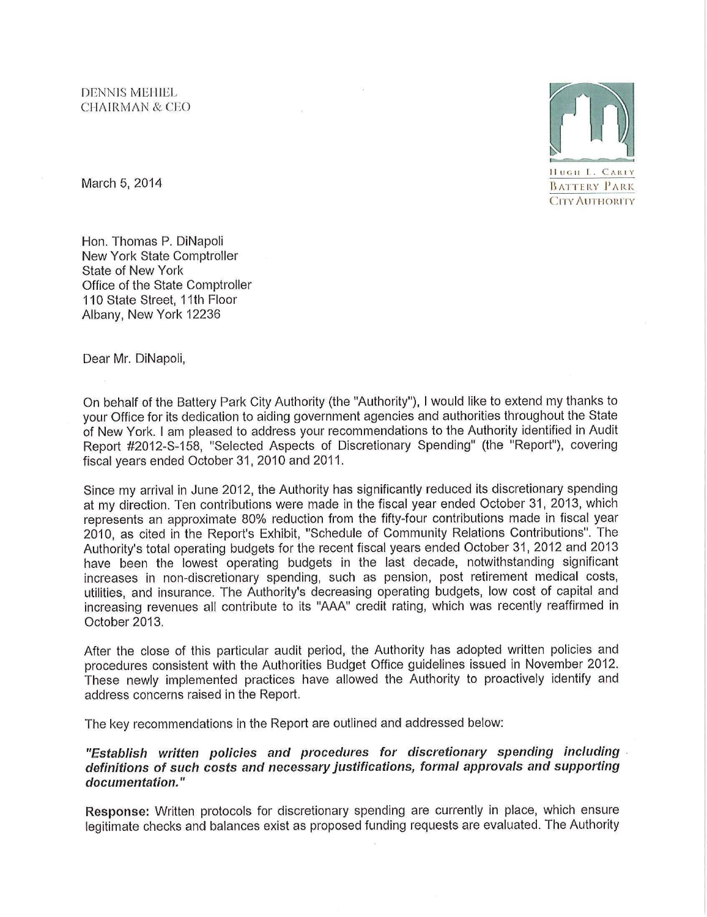DENNIS MEHIEL
CHAIRMAN & CEO

HUGH L. CAREY
BATTERY PARK
CITY AUTHORITY

March 5, 2014

Hon. Thomas P. DiNapoli
New York State Comptroller
State of New York
Office of the State Comptroller
110 State Street, 11th Floor
Albany, New York 12236

Dear Mr. DiNapoli,

On behalf of the Battery Park City Authority (the "Authority"), I would like to extend my thanks to your Office for its dedication to aiding government agencies and authorities throughout the State of New York. I am pleased to address your recommendations to the Authority identified in Audit Report #2012-S-158, "Selected Aspects of Discretionary Spending" (the "Report"), covering fiscal years ended October 31, 2010 and 2011.

Since my arrival in June 2012, the Authority has significantly reduced its discretionary spending at my direction. Ten contributions were made in the fiscal year ended October 31, 2013, which represents an approximate 80% reduction from the fifty-four contributions made in fiscal year 2010, as cited in the Report's Exhibit, "Schedule of Community Relations Contributions". The Authority's total operating budgets for the recent fiscal years ended October 31, 2012 and 2013 have been the lowest operating budgets in the last decade, notwithstanding significant increases in non-discretionary spending, such as pension, post retirement medical costs, utilities, and insurance. The Authority's decreasing operating budgets, low cost of capital and increasing revenues all contribute to its "AAA" credit rating, which was recently reaffirmed in October 2013.

After the close of this particular audit period, the Authority has adopted written policies and procedures consistent with the Authorities Budget Office guidelines issued in November 2012. These newly implemented practices have allowed the Authority to proactively identify and address concerns raised in the Report.

The key recommendations in the Report are outlined and addressed below:

***"Establish written policies and procedures for discretionary spending including definitions of such costs and necessary justifications, formal approvals and supporting documentation."***

**Response:** Written protocols for discretionary spending are currently in place, which ensure legitimate checks and balances exist as proposed funding requests are evaluated. The Authority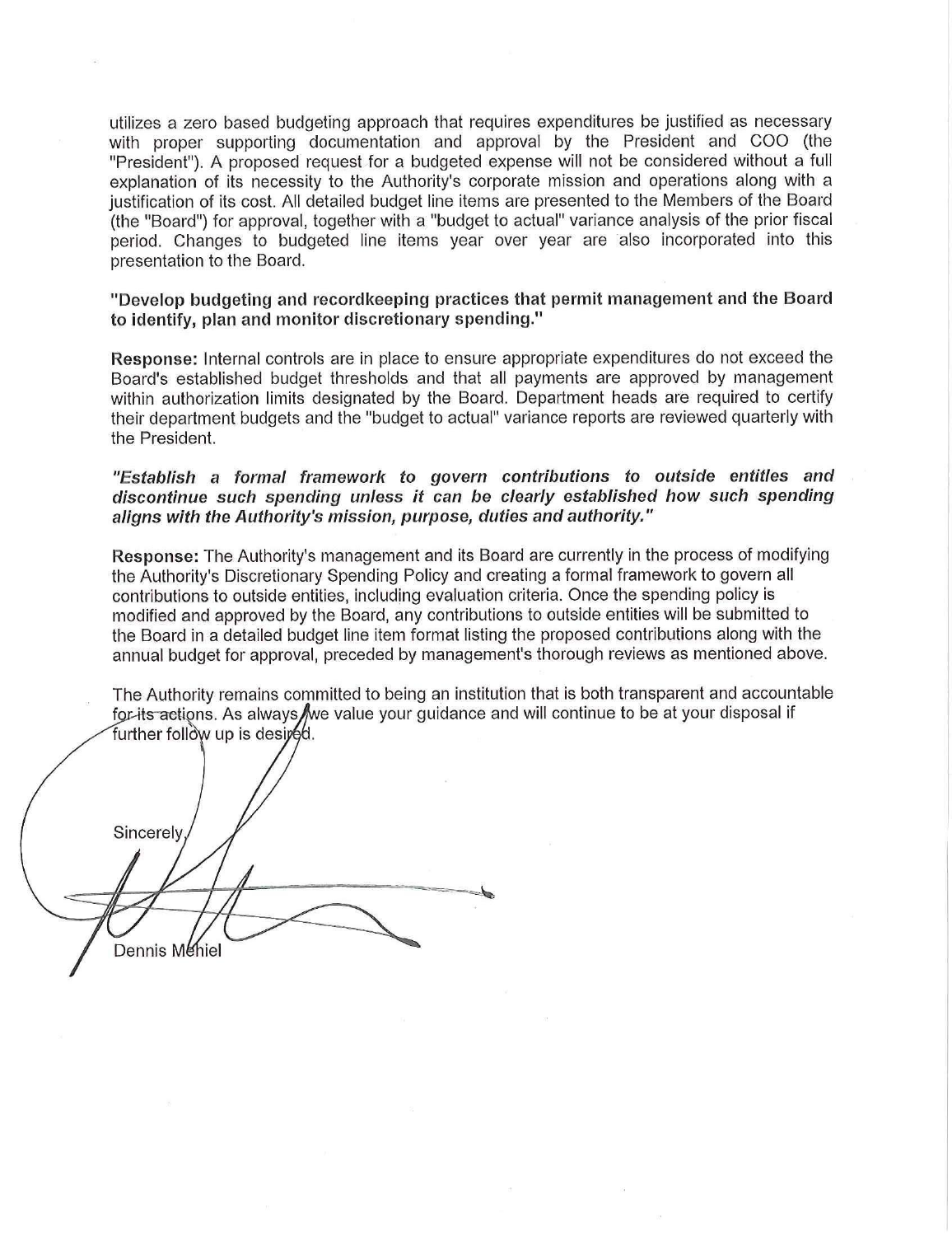utilizes a zero based budgeting approach that requires expenditures be justified as necessary with proper supporting documentation and approval by the President and COO (the "President"). A proposed request for a budgeted expense will not be considered without a full explanation of its necessity to the Authority's corporate mission and operations along with a justification of its cost. All detailed budget line items are presented to the Members of the Board (the "Board") for approval, together with a "budget to actual" variance analysis of the prior fiscal period. Changes to budgeted line items year over year are also incorporated into this presentation to the Board.

**"Develop budgeting and recordkeeping practices that permit management and the Board to identify, plan and monitor discretionary spending."**

**Response:** Internal controls are in place to ensure appropriate expenditures do not exceed the Board's established budget thresholds and that all payments are approved by management within authorization limits designated by the Board. Department heads are required to certify their department budgets and the "budget to actual" variance reports are reviewed quarterly with the President.

***"Establish a formal framework to govern contributions to outside entities and discontinue such spending unless it can be clearly established how such spending aligns with the Authority's mission, purpose, duties and authority."***

**Response:** The Authority's management and its Board are currently in the process of modifying the Authority's Discretionary Spending Policy and creating a formal framework to govern all contributions to outside entities, including evaluation criteria. Once the spending policy is modified and approved by the Board, any contributions to outside entities will be submitted to the Board in a detailed budget line item format listing the proposed contributions along with the annual budget for approval, preceded by management's thorough reviews as mentioned above.

The Authority remains committed to being an institution that is both transparent and accountable for its actions. As always, we value your guidance and will continue to be at your disposal if further follow up is desired.

Sincerely,

Dennis Mehiel